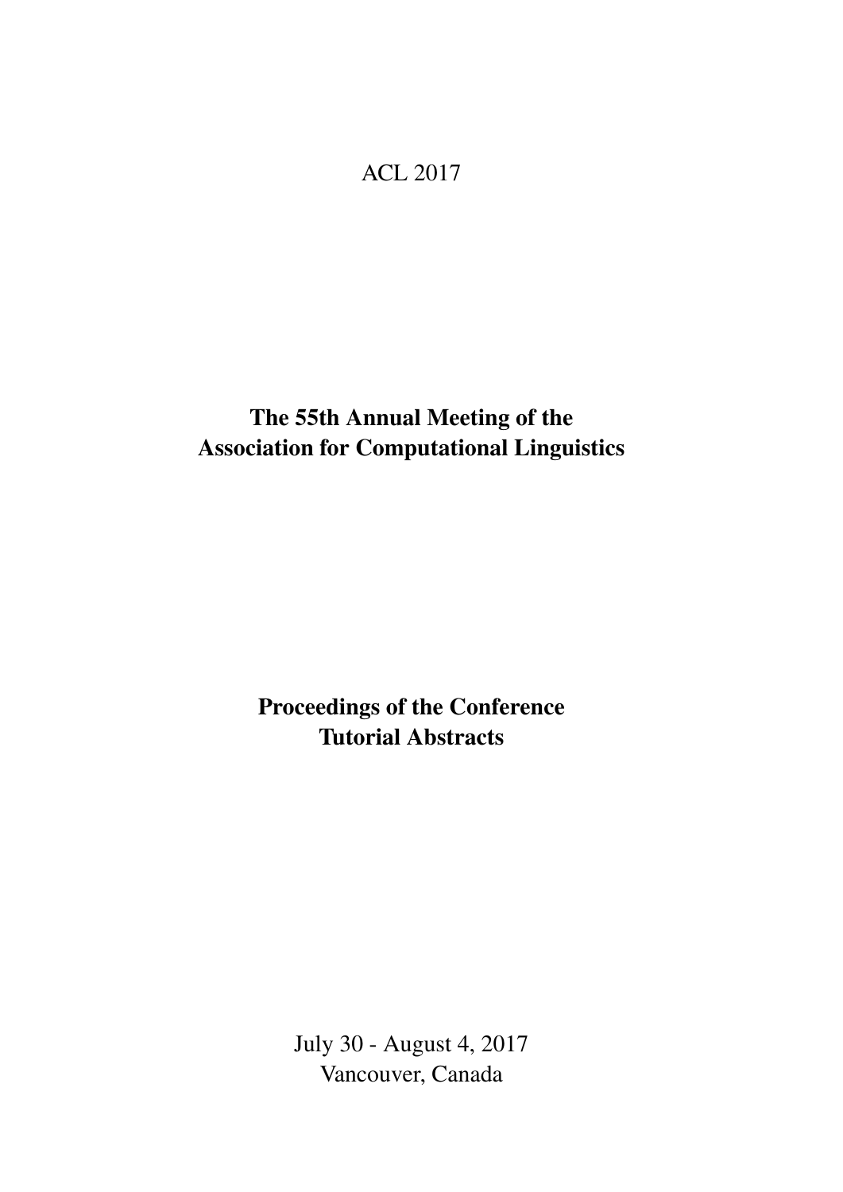ACL 2017

**The 55th Annual Meeting of the Association for Computational Linguistics**

**Proceedings of the Conference Tutorial Abstracts**

July 30 - August 4, 2017
Vancouver, Canada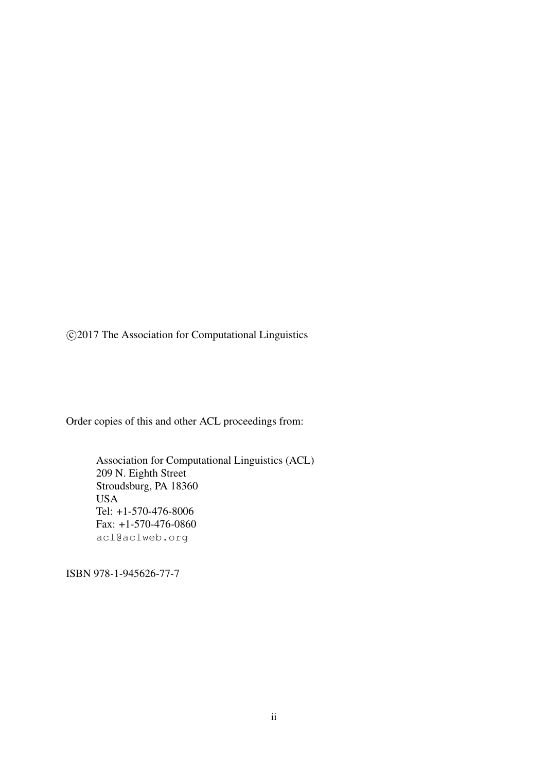©2017 The Association for Computational Linguistics

Order copies of this and other ACL proceedings from:

Association for Computational Linguistics (ACL)
209 N. Eighth Street
Stroudsburg, PA 18360
USA
Tel: +1-570-476-8006
Fax: +1-570-476-0860
acl@aclweb.org

ISBN 978-1-945626-77-7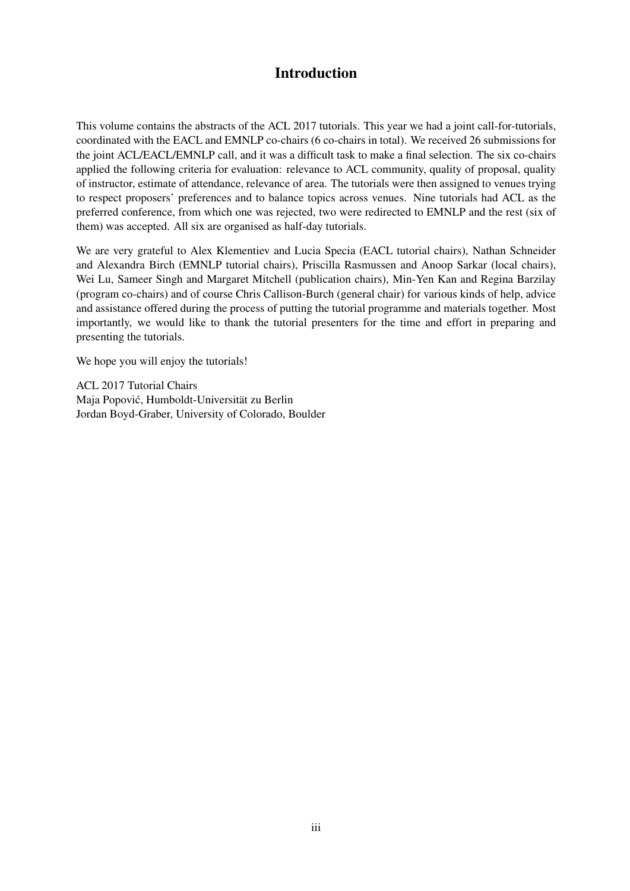# Introduction

This volume contains the abstracts of the ACL 2017 tutorials. This year we had a joint call-for-tutorials, coordinated with the EACL and EMNLP co-chairs (6 co-chairs in total). We received 26 submissions for the joint ACL/EACL/EMNLP call, and it was a difficult task to make a final selection. The six co-chairs applied the following criteria for evaluation: relevance to ACL community, quality of proposal, quality of instructor, estimate of attendance, relevance of area. The tutorials were then assigned to venues trying to respect proposers' preferences and to balance topics across venues. Nine tutorials had ACL as the preferred conference, from which one was rejected, two were redirected to EMNLP and the rest (six of them) was accepted. All six are organised as half-day tutorials.

We are very grateful to Alex Klementiev and Lucia Specia (EACL tutorial chairs), Nathan Schneider and Alexandra Birch (EMNLP tutorial chairs), Priscilla Rasmussen and Anoop Sarkar (local chairs), Wei Lu, Sameer Singh and Margaret Mitchell (publication chairs), Min-Yen Kan and Regina Barzilay (program co-chairs) and of course Chris Callison-Burch (general chair) for various kinds of help, advice and assistance offered during the process of putting the tutorial programme and materials together. Most importantly, we would like to thank the tutorial presenters for the time and effort in preparing and presenting the tutorials.

We hope you will enjoy the tutorials!

ACL 2017 Tutorial Chairs  
Maja Popović, Humboldt-Universität zu Berlin  
Jordan Boyd-Graber, University of Colorado, Boulder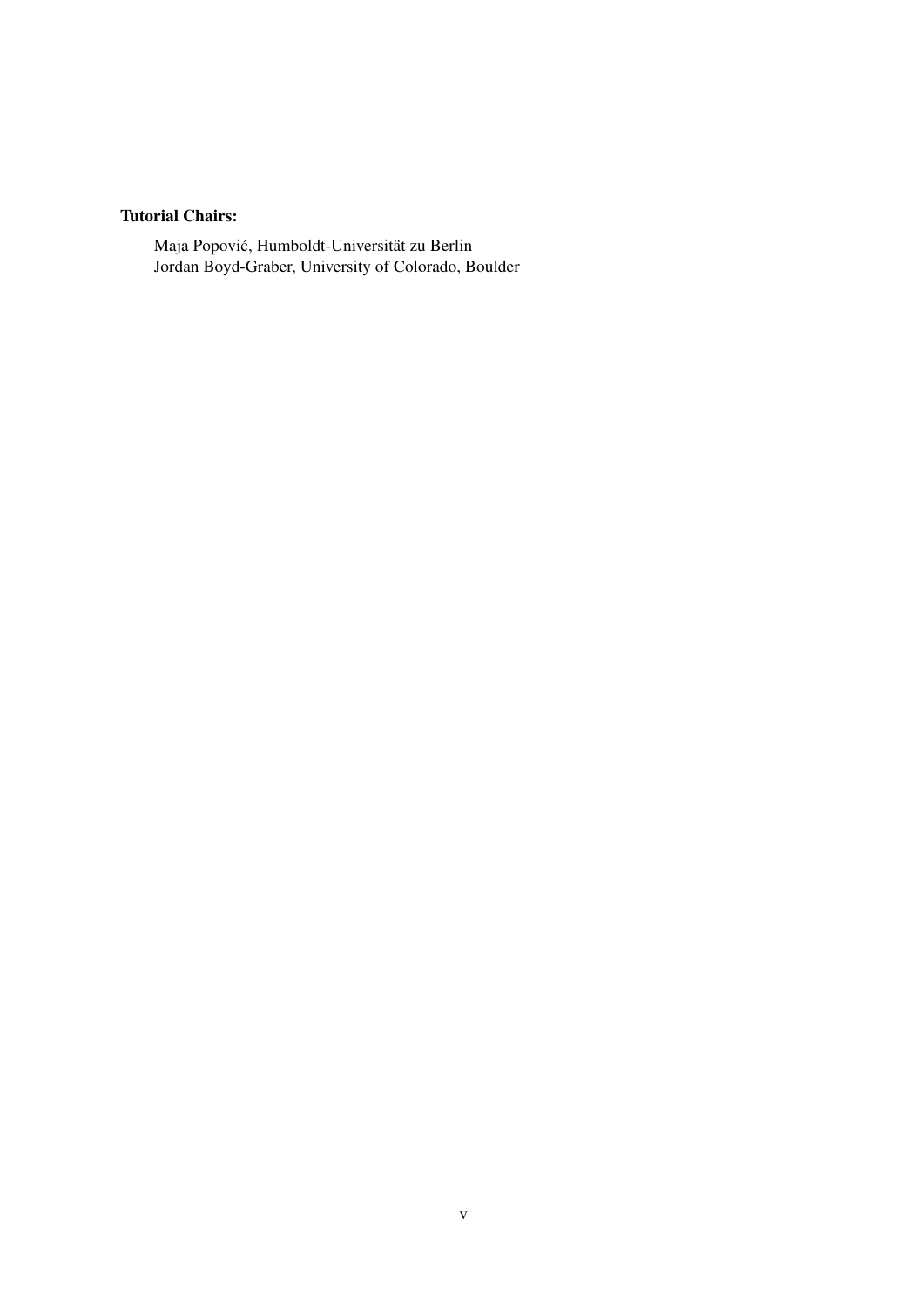**Tutorial Chairs:**

Maja Popović, Humboldt-Universität zu Berlin
Jordan Boyd-Graber, University of Colorado, Boulder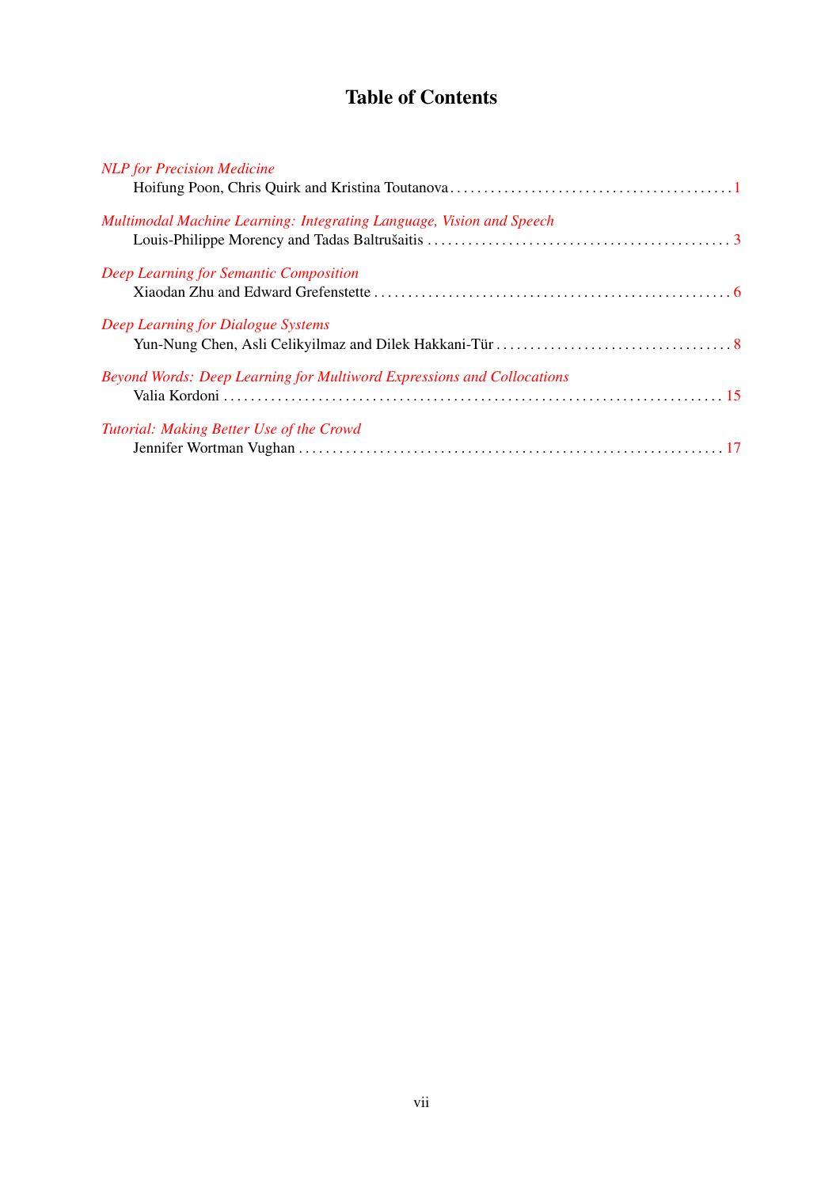# Table of Contents

*NLP for Precision Medicine*
Hoifung Poon, Chris Quirk and Kristina Toutanova . . . . . . . . . . . . . . . . . . . . . . . . . . . . . . . . . . . . . . . . . . 1

*Multimodal Machine Learning: Integrating Language, Vision and Speech*
Louis-Philippe Morency and Tadas Baltrušaitis . . . . . . . . . . . . . . . . . . . . . . . . . . . . . . . . . . . . . . . . . . . . 3

*Deep Learning for Semantic Composition*
Xiaodan Zhu and Edward Grefenstette . . . . . . . . . . . . . . . . . . . . . . . . . . . . . . . . . . . . . . . . . . . . . . . . . . . . 6

*Deep Learning for Dialogue Systems*
Yun-Nung Chen, Asli Celikyilmaz and Dilek Hakkani-Tür . . . . . . . . . . . . . . . . . . . . . . . . . . . . . . . . . . . 8

*Beyond Words: Deep Learning for Multiword Expressions and Collocations*
Valia Kordoni . . . . . . . . . . . . . . . . . . . . . . . . . . . . . . . . . . . . . . . . . . . . . . . . . . . . . . . . . . . . . . . . . . . . . . . . . 15

*Tutorial: Making Better Use of the Crowd*
Jennifer Wortman Vughan . . . . . . . . . . . . . . . . . . . . . . . . . . . . . . . . . . . . . . . . . . . . . . . . . . . . . . . . . . . . . . . 17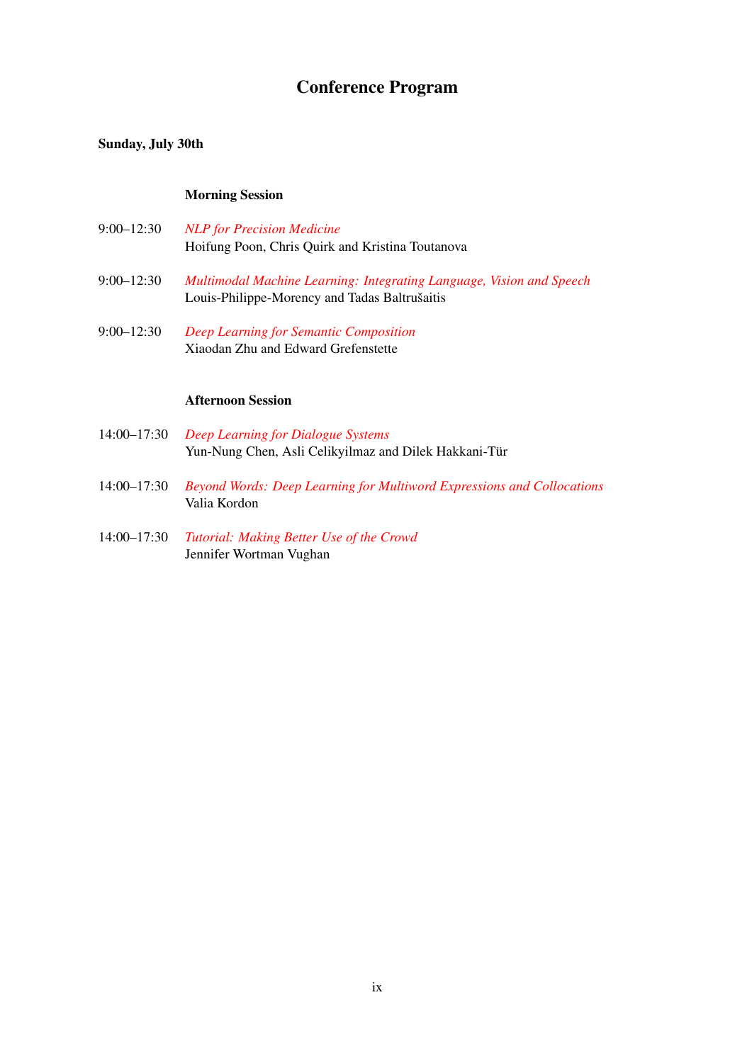# Conference Program

**Sunday, July 30th**

### Morning Session

9:00–12:30 *NLP for Precision Medicine*
Hoifung Poon, Chris Quirk and Kristina Toutanova

9:00–12:30 *Multimodal Machine Learning: Integrating Language, Vision and Speech*
Louis-Philippe-Morency and Tadas Baltrušaitis

9:00–12:30 *Deep Learning for Semantic Composition*
Xiaodan Zhu and Edward Grefenstette

### Afternoon Session

14:00–17:30 *Deep Learning for Dialogue Systems*
Yun-Nung Chen, Asli Celikyilmaz and Dilek Hakkani-Tür

14:00–17:30 *Beyond Words: Deep Learning for Multiword Expressions and Collocations*
Valia Kordon

14:00–17:30 *Tutorial: Making Better Use of the Crowd*
Jennifer Wortman Vughan